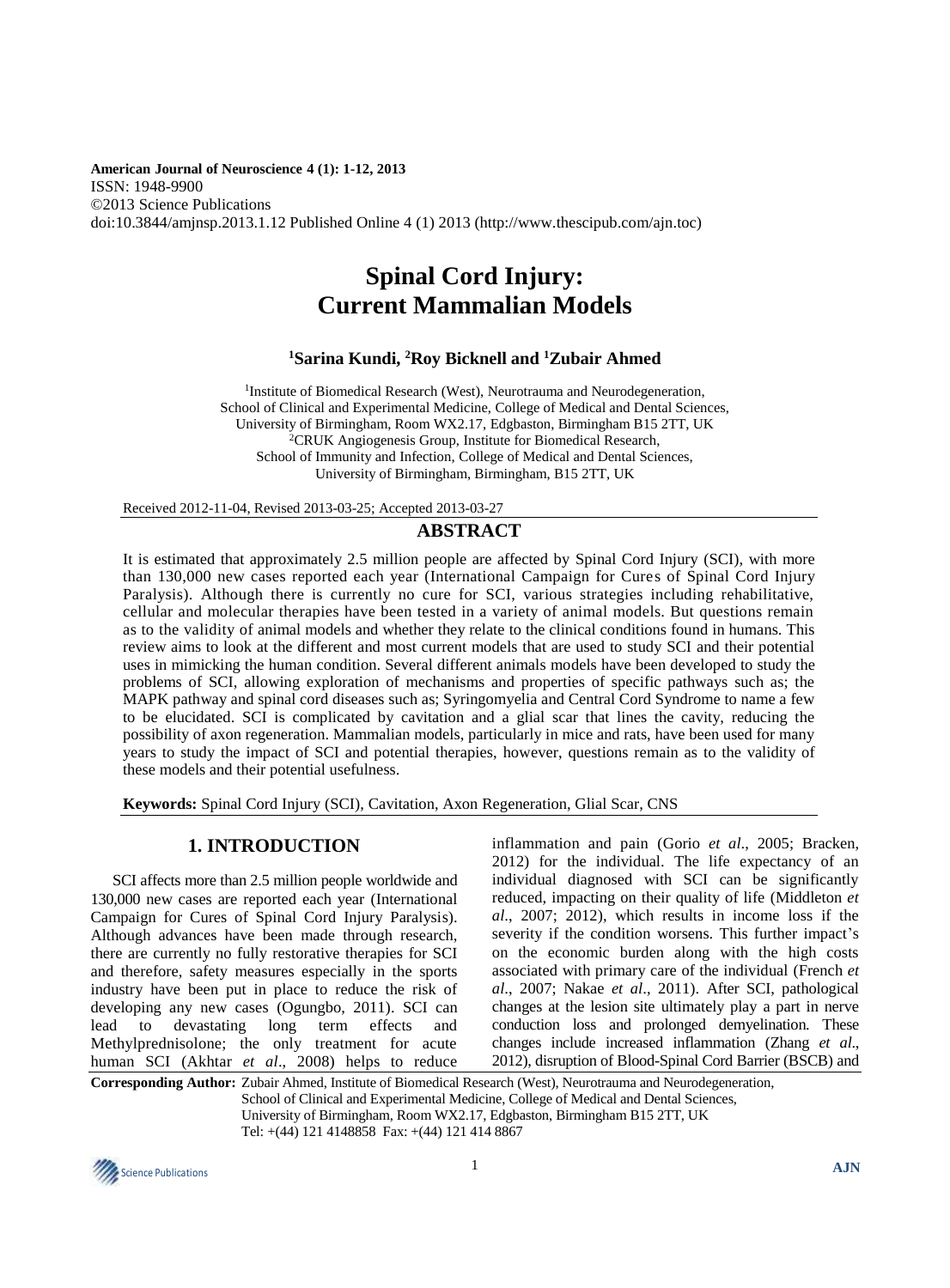American Journal of Neuroscience 4 (1): 1-12, 2013
ISSN: 1948-9900
©2013 Science Publications
doi:10.3844/amjnsp.2013.1.12 Published Online 4 (1) 2013 (http://www.thescipub.com/ajn.toc)

# Spinal Cord Injury: Current Mammalian Models

**[1]Sarina Kundi, [2]Roy Bicknell and [1]Zubair Ahmed**

[1]Institute of Biomedical Research (West), Neurotrauma and Neurodegeneration, School of Clinical and Experimental Medicine, College of Medical and Dental Sciences, University of Birmingham, Room WX2.17, Edgbaston, Birmingham B15 2TT, UK
[2]CRUK Angiogenesis Group, Institute for Biomedical Research, School of Immunity and Infection, College of Medical and Dental Sciences, University of Birmingham, Birmingham, B15 2TT, UK

Received 2012-11-04, Revised 2013-03-25; Accepted 2013-03-27

## ABSTRACT

It is estimated that approximately 2.5 million people are affected by Spinal Cord Injury (SCI), with more than 130,000 new cases reported each year (International Campaign for Cures of Spinal Cord Injury Paralysis). Although there is currently no cure for SCI, various strategies including rehabilitative, cellular and molecular therapies have been tested in a variety of animal models. But questions remain as to the validity of animal models and whether they relate to the clinical conditions found in humans. This review aims to look at the different and most current models that are used to study SCI and their potential uses in mimicking the human condition. Several different animals models have been developed to study the problems of SCI, allowing exploration of mechanisms and properties of specific pathways such as; the MAPK pathway and spinal cord diseases such as; Syringomyelia and Central Cord Syndrome to name a few to be elucidated. SCI is complicated by cavitation and a glial scar that lines the cavity, reducing the possibility of axon regeneration. Mammalian models, particularly in mice and rats, have been used for many years to study the impact of SCI and potential therapies, however, questions remain as to the validity of these models and their potential usefulness.

**Keywords:** Spinal Cord Injury (SCI), Cavitation, Axon Regeneration, Glial Scar, CNS

## 1. INTRODUCTION

SCI affects more than 2.5 million people worldwide and 130,000 new cases are reported each year (International Campaign for Cures of Spinal Cord Injury Paralysis). Although advances have been made through research, there are currently no fully restorative therapies for SCI and therefore, safety measures especially in the sports industry have been put in place to reduce the risk of developing any new cases (Ogungbo, 2011). SCI can lead to devastating long term effects and Methylprednisolone; the only treatment for acute human SCI (Akhtar *et al*., 2008) helps to reduce inflammation and pain (Gorio *et al*., 2005; Bracken, 2012) for the individual. The life expectancy of an individual diagnosed with SCI can be significantly reduced, impacting on their quality of life (Middleton *et al*., 2007; 2012), which results in income loss if the severity if the condition worsens. This further impact's on the economic burden along with the high costs associated with primary care of the individual (French *et al*., 2007; Nakae *et al*., 2011). After SCI, pathological changes at the lesion site ultimately play a part in nerve conduction loss and prolonged demyelination. These changes include increased inflammation (Zhang *et al*., 2012), disruption of Blood-Spinal Cord Barrier (BSCB) and

**Corresponding Author:** Zubair Ahmed, Institute of Biomedical Research (West), Neurotrauma and Neurodegeneration, School of Clinical and Experimental Medicine, College of Medical and Dental Sciences, University of Birmingham, Room WX2.17, Edgbaston, Birmingham B15 2TT, UK
Tel: +(44) 121 4148858 Fax: +(44) 121 414 8867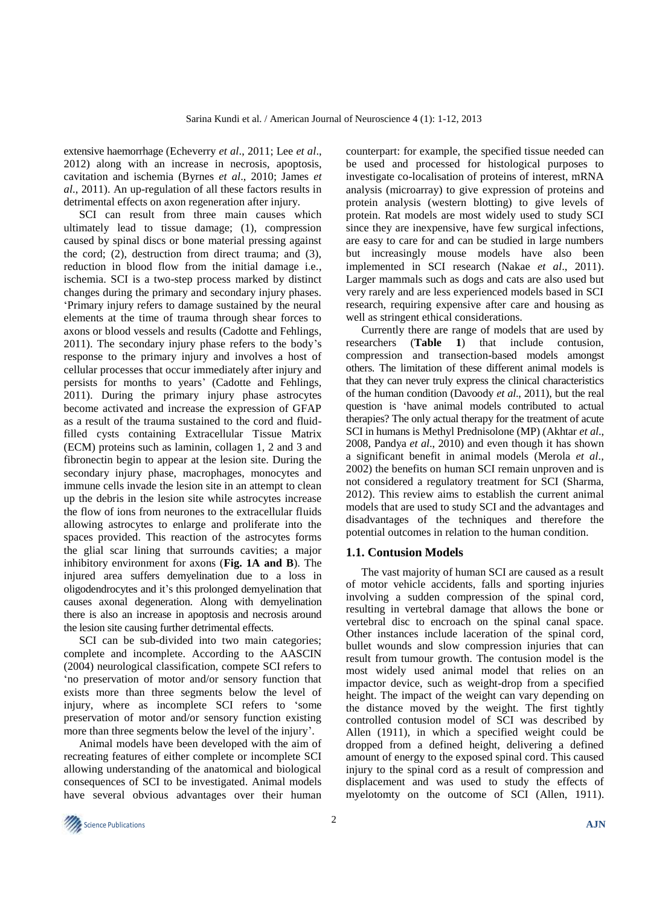extensive haemorrhage (Echeverry *et al*., 2011; Lee *et al*., 2012) along with an increase in necrosis, apoptosis, cavitation and ischemia (Byrnes *et al*., 2010; James *et al*., 2011). An up-regulation of all these factors results in detrimental effects on axon regeneration after injury.

SCI can result from three main causes which ultimately lead to tissue damage; (1), compression caused by spinal discs or bone material pressing against the cord; (2), destruction from direct trauma; and (3), reduction in blood flow from the initial damage i.e., ischemia. SCI is a two-step process marked by distinct changes during the primary and secondary injury phases. 'Primary injury refers to damage sustained by the neural elements at the time of trauma through shear forces to axons or blood vessels and results (Cadotte and Fehlings, 2011). The secondary injury phase refers to the body's response to the primary injury and involves a host of cellular processes that occur immediately after injury and persists for months to years' (Cadotte and Fehlings, 2011). During the primary injury phase astrocytes become activated and increase the expression of GFAP as a result of the trauma sustained to the cord and fluid-filled cysts containing Extracellular Tissue Matrix (ECM) proteins such as laminin, collagen 1, 2 and 3 and fibronectin begin to appear at the lesion site. During the secondary injury phase, macrophages, monocytes and immune cells invade the lesion site in an attempt to clean up the debris in the lesion site while astrocytes increase the flow of ions from neurones to the extracellular fluids allowing astrocytes to enlarge and proliferate into the spaces provided. This reaction of the astrocytes forms the glial scar lining that surrounds cavities; a major inhibitory environment for axons (**Fig. 1A and B**). The injured area suffers demyelination due to a loss in oligodendrocytes and it's this prolonged demyelination that causes axonal degeneration. Along with demyelination there is also an increase in apoptosis and necrosis around the lesion site causing further detrimental effects.

SCI can be sub-divided into two main categories; complete and incomplete. According to the AASCIN (2004) neurological classification, compete SCI refers to 'no preservation of motor and/or sensory function that exists more than three segments below the level of injury, where as incomplete SCI refers to 'some preservation of motor and/or sensory function existing more than three segments below the level of the injury'.

Animal models have been developed with the aim of recreating features of either complete or incomplete SCI allowing understanding of the anatomical and biological consequences of SCI to be investigated. Animal models have several obvious advantages over their human counterpart: for example, the specified tissue needed can be used and processed for histological purposes to investigate co-localisation of proteins of interest, mRNA analysis (microarray) to give expression of proteins and protein analysis (western blotting) to give levels of protein. Rat models are most widely used to study SCI since they are inexpensive, have few surgical infections, are easy to care for and can be studied in large numbers but increasingly mouse models have also been implemented in SCI research (Nakae *et al*., 2011). Larger mammals such as dogs and cats are also used but very rarely and are less experienced models based in SCI research, requiring expensive after care and housing as well as stringent ethical considerations.

Currently there are range of models that are used by researchers (**Table 1**) that include contusion, compression and transection-based models amongst others. The limitation of these different animal models is that they can never truly express the clinical characteristics of the human condition (Davoody *et al*., 2011), but the real question is 'have animal models contributed to actual therapies? The only actual therapy for the treatment of acute SCI in humans is Methyl Prednisolone (MP) (Akhtar *et al*., 2008, Pandya *et al*., 2010) and even though it has shown a significant benefit in animal models (Merola *et al*., 2002) the benefits on human SCI remain unproven and is not considered a regulatory treatment for SCI (Sharma, 2012). This review aims to establish the current animal models that are used to study SCI and the advantages and disadvantages of the techniques and therefore the potential outcomes in relation to the human condition.

### 1.1. Contusion Models

The vast majority of human SCI are caused as a result of motor vehicle accidents, falls and sporting injuries involving a sudden compression of the spinal cord, resulting in vertebral damage that allows the bone or vertebral disc to encroach on the spinal canal space. Other instances include laceration of the spinal cord, bullet wounds and slow compression injuries that can result from tumour growth. The contusion model is the most widely used animal model that relies on an impactor device, such as weight-drop from a specified height. The impact of the weight can vary depending on the distance moved by the weight. The first tightly controlled contusion model of SCI was described by Allen (1911), in which a specified weight could be dropped from a defined height, delivering a defined amount of energy to the exposed spinal cord. This caused injury to the spinal cord as a result of compression and displacement and was used to study the effects of myelotomty on the outcome of SCI (Allen, 1911).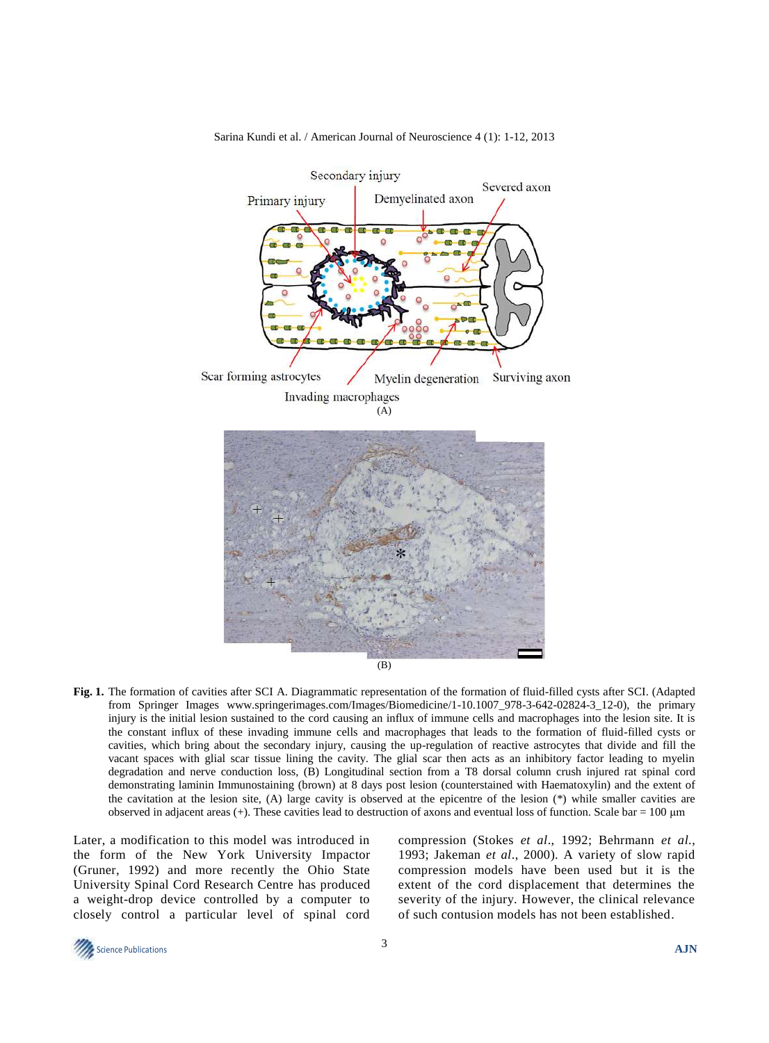**Fig. 1.** The formation of cavities after SCI A. Diagrammatic representation of the formation of fluid-filled cysts after SCI. (Adapted from Springer Images www.springerimages.com/Images/Biomedicine/1-10.1007_978-3-642-02824-3_12-0), the primary injury is the initial lesion sustained to the cord causing an influx of immune cells and macrophages into the lesion site. It is the constant influx of these invading immune cells and macrophages that leads to the formation of fluid-filled cysts or cavities, which bring about the secondary injury, causing the up-regulation of reactive astrocytes that divide and fill the vacant spaces with glial scar tissue lining the cavity. The glial scar then acts as an inhibitory factor leading to myelin degradation and nerve conduction loss, (B) Longitudinal section from a T8 dorsal column crush injured rat spinal cord demonstrating laminin Immunostaining (brown) at 8 days post lesion (counterstained with Haematoxylin) and the extent of the cavitation at the lesion site, (A) large cavity is observed at the epicentre of the lesion (*) while smaller cavities are observed in adjacent areas (+). These cavities lead to destruction of axons and eventual loss of function. Scale bar = 100 μm

Later, a modification to this model was introduced in the form of the New York University Impactor (Gruner, 1992) and more recently the Ohio State University Spinal Cord Research Centre has produced a weight-drop device controlled by a computer to closely control a particular level of spinal cord compression (Stokes *et al*., 1992; Behrmann *et al*., 1993; Jakeman *et al*., 2000). A variety of slow rapid compression models have been used but it is the extent of the cord displacement that determines the severity of the injury. However, the clinical relevance of such contusion models has not been established.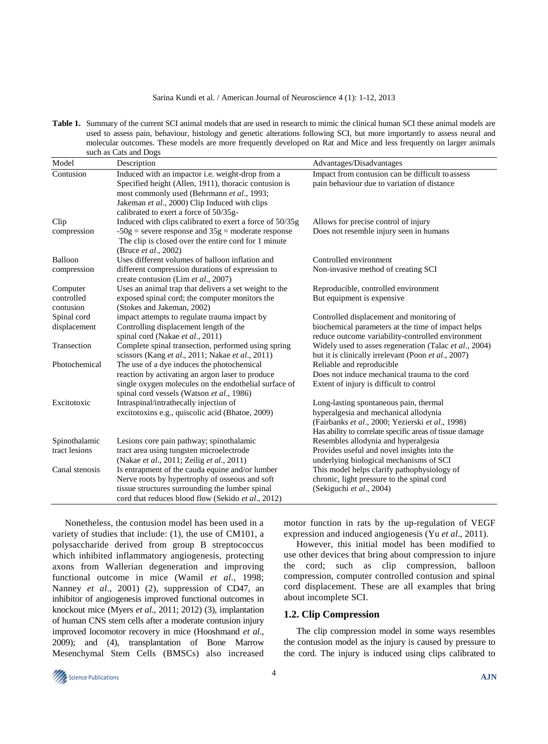**Table 1.** Summary of the current SCI animal models that are used in research to mimic the clinical human SCI these animal models are used to assess pain, behaviour, histology and genetic alterations following SCI, but more importantly to assess neural and molecular outcomes. These models are more frequently developed on Rat and Mice and less frequently on larger animals such as Cats and Dogs

| Model | Description | Advantages/Disadvantages |
|---|---|---|
| Contusion | Induced with an impactor i.e. weight-drop from a Specified height (Allen, 1911), thoracic contusion is most commonly used (Behrmann *et al*., 1993; Jakeman *et al*., 2000) Clip Induced with clips calibrated to exert a force of 50/35g- | Impact from contusion can be difficult to assess pain behaviour due to variation of distance |
| Clip compression | Induced with clips calibrated to exert a force of 50/35g -50g = severe response and 35g = moderate response The clip is closed over the entire cord for 1 minute (Bruce *et al*., 2002) | Allows for precise control of injury Does not resemble injury seen in humans |
| Balloon compression | Uses different volumes of balloon inflation and different compression durations of expression to create contusion (Lim *et al*., 2007) | Controlled environment Non-invasive method of creating SCI |
| Computer controlled contusion | Uses an animal trap that delivers a set weight to the exposed spinal cord; the computer monitors the (Stokes and Jakeman, 2002) | Reproducible, controlled environment But equipment is expensive |
| Spinal cord displacement | impact attempts to regulate trauma impact by Controlling displacement length of the spinal cord (Nakae *et al*., 2011) | Controlled displacement and monitoring of biochemical parameters at the time of impact helps reduce outcome variability-controlled environment |
| Transection | Complete spinal transection, performed using spring scissors (Kang *et al*., 2011; Nakae *et al*., 2011) | Widely used to asses regeneration (Talac *et al*., 2004) but it is clinically irrelevant (Poon *et al*., 2007) |
| Photochemical | The use of a dye induces the photochemical reaction by activating an argon laser to produce single oxygen molecules on the endothelial surface of spinal cord vessels (Watson *et al*., 1986) | Reliable and reproducible Does not induce mechanical trauma to the cord Extent of injury is difficult to control |
| Excitotoxic | Intraspinal/intrathecally injection of excitotoxins e.g., quiscolic acid (Bhatoe, 2009) | Long-lasting spontaneous pain, thermal hyperalgesia and mechanical allodynia (Fairbanks *et al*., 2000; Yezierski *et al*., 1998) Has ability to correlate specific areas of tissue damage |
| Spinothalamic tract lesions | Lesions core pain pathway; spinothalamic tract area using tungsten microelectrode (Nakae *et al*., 2011; Zeilig *et al*., 2011) | Resembles allodynia and hyperalgesia Provides useful and novel insights into the underlying biological mechanisms of SCI |
| Canal stenosis | Is entrapment of the cauda equine and/or lumber Nerve roots by hypertrophy of osseous and soft tissue structures surrounding the lumber spinal cord that reduces blood flow (Sekido *et al*., 2012) | This model helps clarify pathophysiology of chronic, light pressure to the spinal cord (Sekiguchi *et al*., 2004) |

Nonetheless, the contusion model has been used in a variety of studies that include: (1), the use of CM101, a polysaccharide derived from group B streptococcus which inhibited inflammatory angiogenesis, protecting axons from Wallerian degeneration and improving functional outcome in mice (Wamil *et al*., 1998; Nanney *et al*., 2001) (2), suppression of CD47, an inhibitor of angiogenesis improved functional outcomes in knockout mice (Myers *et al*., 2011; 2012) (3), implantation of human CNS stem cells after a moderate contusion injury improved locomotor recovery in mice (Hooshmand *et al*., 2009); and (4), transplantation of Bone Marrow Mesenchymal Stem Cells (BMSCs) also increased motor function in rats by the up-regulation of VEGF expression and induced angiogenesis (Yu *et al*., 2011).

However, this initial model has been modified to use other devices that bring about compression to injure the cord; such as clip compression, balloon compression, computer controlled contusion and spinal cord displacement. These are all examples that bring about incomplete SCI.

### 1.2. Clip Compression

The clip compression model in some ways resembles the contusion model as the injury is caused by pressure to the cord. The injury is induced using clips calibrated to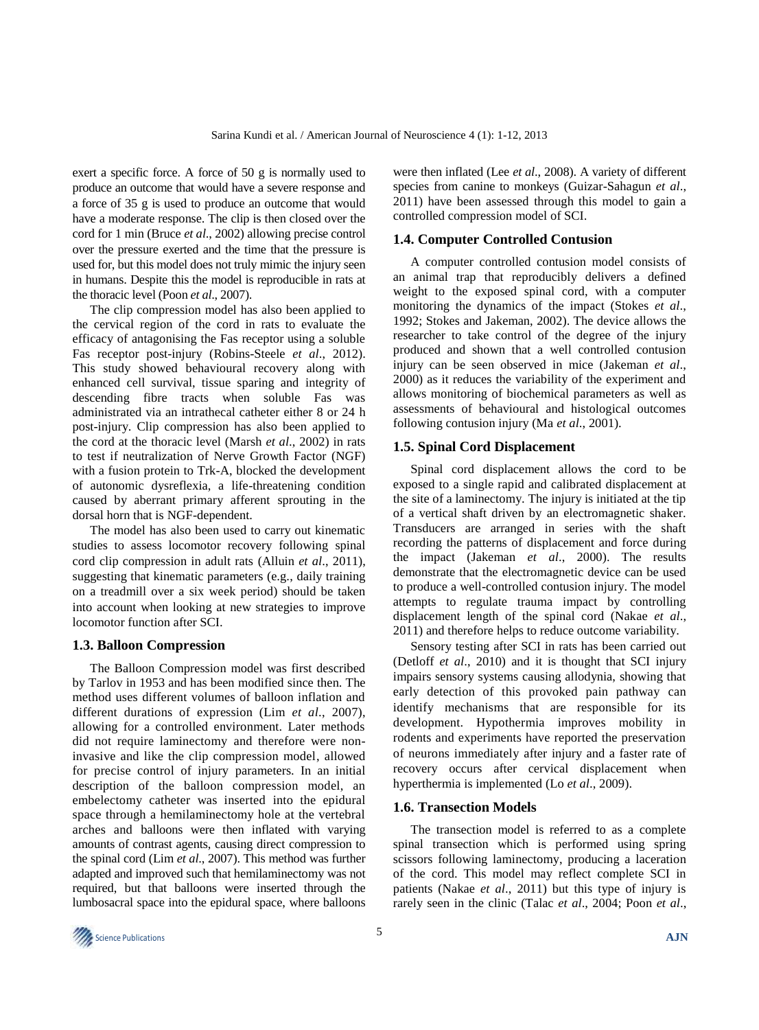exert a specific force. A force of 50 g is normally used to produce an outcome that would have a severe response and a force of 35 g is used to produce an outcome that would have a moderate response. The clip is then closed over the cord for 1 min (Bruce *et al*., 2002) allowing precise control over the pressure exerted and the time that the pressure is used for, but this model does not truly mimic the injury seen in humans. Despite this the model is reproducible in rats at the thoracic level (Poon *et al*., 2007).

The clip compression model has also been applied to the cervical region of the cord in rats to evaluate the efficacy of antagonising the Fas receptor using a soluble Fas receptor post-injury (Robins-Steele *et al*., 2012). This study showed behavioural recovery along with enhanced cell survival, tissue sparing and integrity of descending fibre tracts when soluble Fas was administrated via an intrathecal catheter either 8 or 24 h post-injury. Clip compression has also been applied to the cord at the thoracic level (Marsh *et al*., 2002) in rats to test if neutralization of Nerve Growth Factor (NGF) with a fusion protein to Trk-A, blocked the development of autonomic dysreflexia, a life-threatening condition caused by aberrant primary afferent sprouting in the dorsal horn that is NGF-dependent.

The model has also been used to carry out kinematic studies to assess locomotor recovery following spinal cord clip compression in adult rats (Alluin *et al*., 2011), suggesting that kinematic parameters (e.g., daily training on a treadmill over a six week period) should be taken into account when looking at new strategies to improve locomotor function after SCI.

### 1.3. Balloon Compression

The Balloon Compression model was first described by Tarlov in 1953 and has been modified since then. The method uses different volumes of balloon inflation and different durations of expression (Lim *et al*., 2007), allowing for a controlled environment. Later methods did not require laminectomy and therefore were non-invasive and like the clip compression model, allowed for precise control of injury parameters. In an initial description of the balloon compression model, an embelectomy catheter was inserted into the epidural space through a hemilaminectomy hole at the vertebral arches and balloons were then inflated with varying amounts of contrast agents, causing direct compression to the spinal cord (Lim *et al*., 2007). This method was further adapted and improved such that hemilaminectomy was not required, but that balloons were inserted through the lumbosacral space into the epidural space, where balloons were then inflated (Lee *et al*., 2008). A variety of different species from canine to monkeys (Guizar-Sahagun *et al*., 2011) have been assessed through this model to gain a controlled compression model of SCI.

### 1.4. Computer Controlled Contusion

A computer controlled contusion model consists of an animal trap that reproducibly delivers a defined weight to the exposed spinal cord, with a computer monitoring the dynamics of the impact (Stokes *et al*., 1992; Stokes and Jakeman, 2002). The device allows the researcher to take control of the degree of the injury produced and shown that a well controlled contusion injury can be seen observed in mice (Jakeman *et al*., 2000) as it reduces the variability of the experiment and allows monitoring of biochemical parameters as well as assessments of behavioural and histological outcomes following contusion injury (Ma *et al*., 2001).

### 1.5. Spinal Cord Displacement

Spinal cord displacement allows the cord to be exposed to a single rapid and calibrated displacement at the site of a laminectomy. The injury is initiated at the tip of a vertical shaft driven by an electromagnetic shaker. Transducers are arranged in series with the shaft recording the patterns of displacement and force during the impact (Jakeman *et al*., 2000). The results demonstrate that the electromagnetic device can be used to produce a well-controlled contusion injury. The model attempts to regulate trauma impact by controlling displacement length of the spinal cord (Nakae *et al*., 2011) and therefore helps to reduce outcome variability.

Sensory testing after SCI in rats has been carried out (Detloff *et al*., 2010) and it is thought that SCI injury impairs sensory systems causing allodynia, showing that early detection of this provoked pain pathway can identify mechanisms that are responsible for its development. Hypothermia improves mobility in rodents and experiments have reported the preservation of neurons immediately after injury and a faster rate of recovery occurs after cervical displacement when hyperthermia is implemented (Lo *et al*., 2009).

### 1.6. Transection Models

The transection model is referred to as a complete spinal transection which is performed using spring scissors following laminectomy, producing a laceration of the cord. This model may reflect complete SCI in patients (Nakae *et al*., 2011) but this type of injury is rarely seen in the clinic (Talac *et al*., 2004; Poon *et al*.,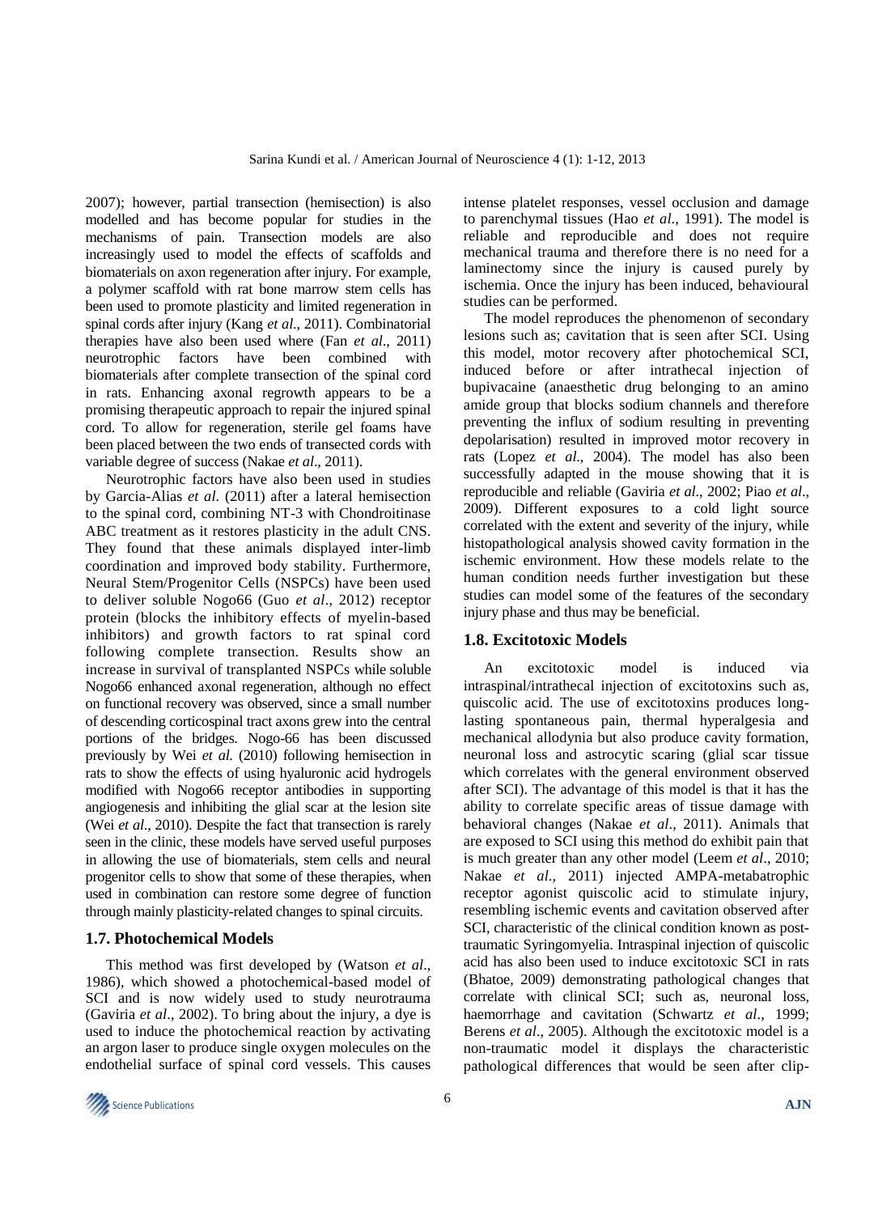2007); however, partial transection (hemisection) is also modelled and has become popular for studies in the mechanisms of pain. Transection models are also increasingly used to model the effects of scaffolds and biomaterials on axon regeneration after injury. For example, a polymer scaffold with rat bone marrow stem cells has been used to promote plasticity and limited regeneration in spinal cords after injury (Kang *et al*., 2011). Combinatorial therapies have also been used where (Fan *et al*., 2011) neurotrophic factors have been combined with biomaterials after complete transection of the spinal cord in rats. Enhancing axonal regrowth appears to be a promising therapeutic approach to repair the injured spinal cord. To allow for regeneration, sterile gel foams have been placed between the two ends of transected cords with variable degree of success (Nakae *et al*., 2011).

Neurotrophic factors have also been used in studies by Garcia-Alias *et al*. (2011) after a lateral hemisection to the spinal cord, combining NT-3 with Chondroitinase ABC treatment as it restores plasticity in the adult CNS. They found that these animals displayed inter-limb coordination and improved body stability. Furthermore, Neural Stem/Progenitor Cells (NSPCs) have been used to deliver soluble Nogo66 (Guo *et al*., 2012) receptor protein (blocks the inhibitory effects of myelin-based inhibitors) and growth factors to rat spinal cord following complete transection. Results show an increase in survival of transplanted NSPCs while soluble Nogo66 enhanced axonal regeneration, although no effect on functional recovery was observed, since a small number of descending corticospinal tract axons grew into the central portions of the bridges. Nogo-66 has been discussed previously by Wei *et al.* (2010) following hemisection in rats to show the effects of using hyaluronic acid hydrogels modified with Nogo66 receptor antibodies in supporting angiogenesis and inhibiting the glial scar at the lesion site (Wei *et al*., 2010). Despite the fact that transection is rarely seen in the clinic, these models have served useful purposes in allowing the use of biomaterials, stem cells and neural progenitor cells to show that some of these therapies, when used in combination can restore some degree of function through mainly plasticity-related changes to spinal circuits.

### 1.7. Photochemical Models

This method was first developed by (Watson *et al*., 1986), which showed a photochemical-based model of SCI and is now widely used to study neurotrauma (Gaviria *et al*., 2002). To bring about the injury, a dye is used to induce the photochemical reaction by activating an argon laser to produce single oxygen molecules on the endothelial surface of spinal cord vessels. This causes intense platelet responses, vessel occlusion and damage to parenchymal tissues (Hao *et al*., 1991). The model is reliable and reproducible and does not require mechanical trauma and therefore there is no need for a laminectomy since the injury is caused purely by ischemia. Once the injury has been induced, behavioural studies can be performed.

The model reproduces the phenomenon of secondary lesions such as; cavitation that is seen after SCI. Using this model, motor recovery after photochemical SCI, induced before or after intrathecal injection of bupivacaine (anaesthetic drug belonging to an amino amide group that blocks sodium channels and therefore preventing the influx of sodium resulting in preventing depolarisation) resulted in improved motor recovery in rats (Lopez *et al*., 2004). The model has also been successfully adapted in the mouse showing that it is reproducible and reliable (Gaviria *et al*., 2002; Piao *et al*., 2009). Different exposures to a cold light source correlated with the extent and severity of the injury, while histopathological analysis showed cavity formation in the ischemic environment. How these models relate to the human condition needs further investigation but these studies can model some of the features of the secondary injury phase and thus may be beneficial.

### 1.8. Excitotoxic Models

An excitotoxic model is induced via intraspinal/intrathecal injection of excitotoxins such as, quiscolic acid. The use of excitotoxins produces long-lasting spontaneous pain, thermal hyperalgesia and mechanical allodynia but also produce cavity formation, neuronal loss and astrocytic scaring (glial scar tissue which correlates with the general environment observed after SCI). The advantage of this model is that it has the ability to correlate specific areas of tissue damage with behavioral changes (Nakae *et al*., 2011). Animals that are exposed to SCI using this method do exhibit pain that is much greater than any other model (Leem *et al*., 2010; Nakae *et al*., 2011) injected AMPA-metabatrophic receptor agonist quiscolic acid to stimulate injury, resembling ischemic events and cavitation observed after SCI, characteristic of the clinical condition known as post-traumatic Syringomyelia. Intraspinal injection of quiscolic acid has also been used to induce excitotoxic SCI in rats (Bhatoe, 2009) demonstrating pathological changes that correlate with clinical SCI; such as, neuronal loss, haemorrhage and cavitation (Schwartz *et al*., 1999; Berens *et al*., 2005). Although the excitotoxic model is a non-traumatic model it displays the characteristic pathological differences that would be seen after clip-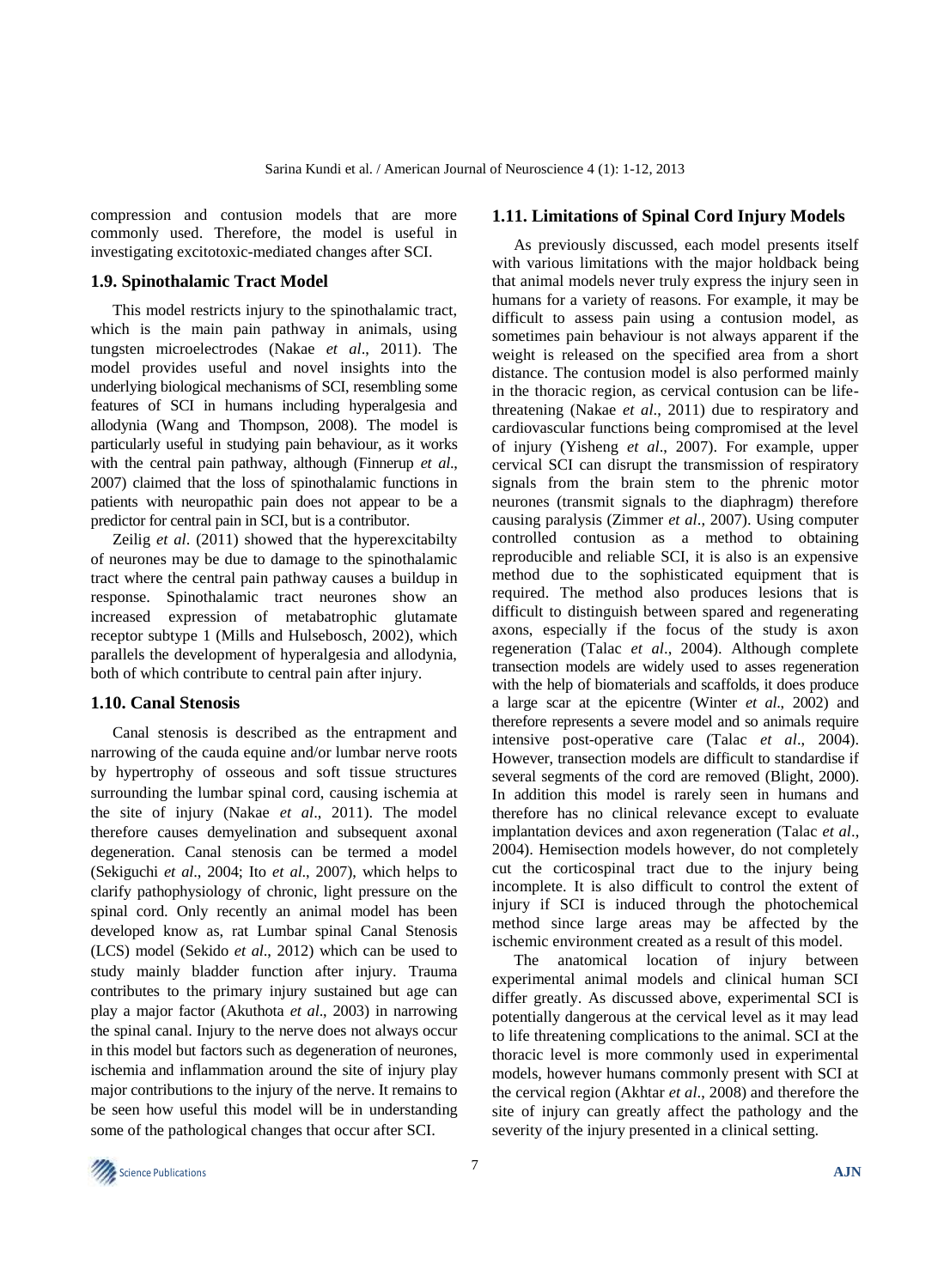compression and contusion models that are more commonly used. Therefore, the model is useful in investigating excitotoxic-mediated changes after SCI.

### 1.9. Spinothalamic Tract Model

This model restricts injury to the spinothalamic tract, which is the main pain pathway in animals, using tungsten microelectrodes (Nakae *et al*., 2011). The model provides useful and novel insights into the underlying biological mechanisms of SCI, resembling some features of SCI in humans including hyperalgesia and allodynia (Wang and Thompson, 2008). The model is particularly useful in studying pain behaviour, as it works with the central pain pathway, although (Finnerup *et al*., 2007) claimed that the loss of spinothalamic functions in patients with neuropathic pain does not appear to be a predictor for central pain in SCI, but is a contributor.

Zeilig *et al*. (2011) showed that the hyperexcitabilty of neurones may be due to damage to the spinothalamic tract where the central pain pathway causes a buildup in response. Spinothalamic tract neurones show an increased expression of metabatrophic glutamate receptor subtype 1 (Mills and Hulsebosch, 2002), which parallels the development of hyperalgesia and allodynia, both of which contribute to central pain after injury.

### 1.10. Canal Stenosis

Canal stenosis is described as the entrapment and narrowing of the cauda equine and/or lumbar nerve roots by hypertrophy of osseous and soft tissue structures surrounding the lumbar spinal cord, causing ischemia at the site of injury (Nakae *et al*., 2011). The model therefore causes demyelination and subsequent axonal degeneration. Canal stenosis can be termed a model (Sekiguchi *et al*., 2004; Ito *et al*., 2007), which helps to clarify pathophysiology of chronic, light pressure on the spinal cord. Only recently an animal model has been developed know as, rat Lumbar spinal Canal Stenosis (LCS) model (Sekido *et al*., 2012) which can be used to study mainly bladder function after injury. Trauma contributes to the primary injury sustained but age can play a major factor (Akuthota *et al*., 2003) in narrowing the spinal canal. Injury to the nerve does not always occur in this model but factors such as degeneration of neurones, ischemia and inflammation around the site of injury play major contributions to the injury of the nerve. It remains to be seen how useful this model will be in understanding some of the pathological changes that occur after SCI.

### 1.11. Limitations of Spinal Cord Injury Models

As previously discussed, each model presents itself with various limitations with the major holdback being that animal models never truly express the injury seen in humans for a variety of reasons. For example, it may be difficult to assess pain using a contusion model, as sometimes pain behaviour is not always apparent if the weight is released on the specified area from a short distance. The contusion model is also performed mainly in the thoracic region, as cervical contusion can be life-threatening (Nakae *et al*., 2011) due to respiratory and cardiovascular functions being compromised at the level of injury (Yisheng *et al*., 2007). For example, upper cervical SCI can disrupt the transmission of respiratory signals from the brain stem to the phrenic motor neurones (transmit signals to the diaphragm) therefore causing paralysis (Zimmer *et al*., 2007). Using computer controlled contusion as a method to obtaining reproducible and reliable SCI, it is also is an expensive method due to the sophisticated equipment that is required. The method also produces lesions that is difficult to distinguish between spared and regenerating axons, especially if the focus of the study is axon regeneration (Talac *et al*., 2004). Although complete transection models are widely used to asses regeneration with the help of biomaterials and scaffolds, it does produce a large scar at the epicentre (Winter *et al*., 2002) and therefore represents a severe model and so animals require intensive post-operative care (Talac *et al*., 2004). However, transection models are difficult to standardise if several segments of the cord are removed (Blight, 2000). In addition this model is rarely seen in humans and therefore has no clinical relevance except to evaluate implantation devices and axon regeneration (Talac *et al*., 2004). Hemisection models however, do not completely cut the corticospinal tract due to the injury being incomplete. It is also difficult to control the extent of injury if SCI is induced through the photochemical method since large areas may be affected by the ischemic environment created as a result of this model.

The anatomical location of injury between experimental animal models and clinical human SCI differ greatly. As discussed above, experimental SCI is potentially dangerous at the cervical level as it may lead to life threatening complications to the animal. SCI at the thoracic level is more commonly used in experimental models, however humans commonly present with SCI at the cervical region (Akhtar *et al*., 2008) and therefore the site of injury can greatly affect the pathology and the severity of the injury presented in a clinical setting.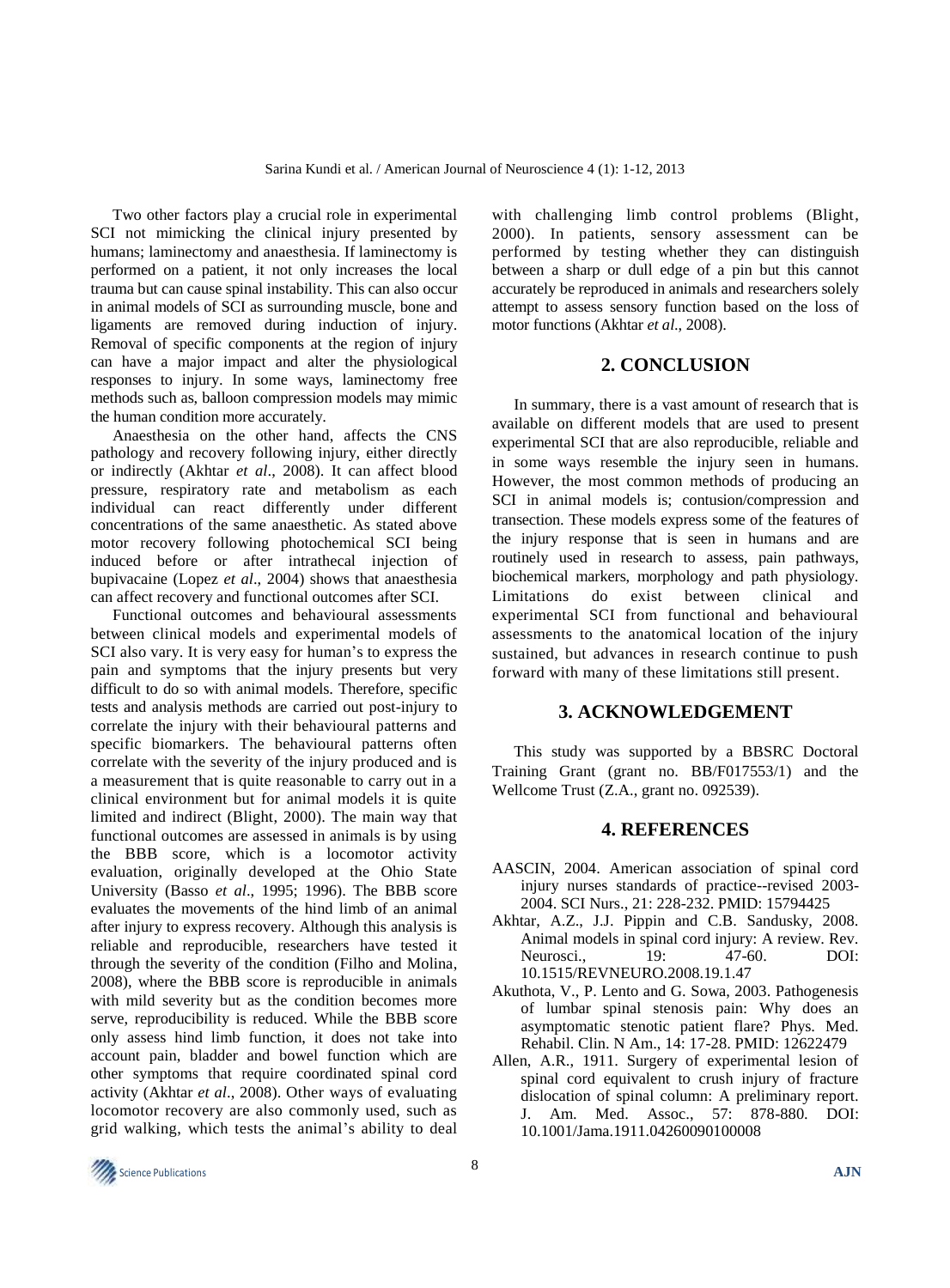Two other factors play a crucial role in experimental SCI not mimicking the clinical injury presented by humans; laminectomy and anaesthesia. If laminectomy is performed on a patient, it not only increases the local trauma but can cause spinal instability. This can also occur in animal models of SCI as surrounding muscle, bone and ligaments are removed during induction of injury. Removal of specific components at the region of injury can have a major impact and alter the physiological responses to injury. In some ways, laminectomy free methods such as, balloon compression models may mimic the human condition more accurately.

Anaesthesia on the other hand, affects the CNS pathology and recovery following injury, either directly or indirectly (Akhtar *et al*., 2008). It can affect blood pressure, respiratory rate and metabolism as each individual can react differently under different concentrations of the same anaesthetic. As stated above motor recovery following photochemical SCI being induced before or after intrathecal injection of bupivacaine (Lopez *et al*., 2004) shows that anaesthesia can affect recovery and functional outcomes after SCI.

Functional outcomes and behavioural assessments between clinical models and experimental models of SCI also vary. It is very easy for human's to express the pain and symptoms that the injury presents but very difficult to do so with animal models. Therefore, specific tests and analysis methods are carried out post-injury to correlate the injury with their behavioural patterns and specific biomarkers. The behavioural patterns often correlate with the severity of the injury produced and is a measurement that is quite reasonable to carry out in a clinical environment but for animal models it is quite limited and indirect (Blight, 2000). The main way that functional outcomes are assessed in animals is by using the BBB score, which is a locomotor activity evaluation, originally developed at the Ohio State University (Basso *et al*., 1995; 1996). The BBB score evaluates the movements of the hind limb of an animal after injury to express recovery. Although this analysis is reliable and reproducible, researchers have tested it through the severity of the condition (Filho and Molina, 2008), where the BBB score is reproducible in animals with mild severity but as the condition becomes more serve, reproducibility is reduced. While the BBB score only assess hind limb function, it does not take into account pain, bladder and bowel function which are other symptoms that require coordinated spinal cord activity (Akhtar *et al*., 2008). Other ways of evaluating locomotor recovery are also commonly used, such as grid walking, which tests the animal's ability to deal with challenging limb control problems (Blight, 2000). In patients, sensory assessment can be performed by testing whether they can distinguish between a sharp or dull edge of a pin but this cannot accurately be reproduced in animals and researchers solely attempt to assess sensory function based on the loss of motor functions (Akhtar *et al*., 2008).

## 2. CONCLUSION

In summary, there is a vast amount of research that is available on different models that are used to present experimental SCI that are also reproducible, reliable and in some ways resemble the injury seen in humans. However, the most common methods of producing an SCI in animal models is; contusion/compression and transection. These models express some of the features of the injury response that is seen in humans and are routinely used in research to assess, pain pathways, biochemical markers, morphology and path physiology. Limitations do exist between clinical and experimental SCI from functional and behavioural assessments to the anatomical location of the injury sustained, but advances in research continue to push forward with many of these limitations still present.

## 3. ACKNOWLEDGEMENT

This study was supported by a BBSRC Doctoral Training Grant (grant no. BB/F017553/1) and the Wellcome Trust (Z.A., grant no. 092539).

## 4. REFERENCES

AASCIN, 2004. American association of spinal cord injury nurses standards of practice--revised 2003-2004. SCI Nurs., 21: 228-232. PMID: 15794425

Akhtar, A.Z., J.J. Pippin and C.B. Sandusky, 2008. Animal models in spinal cord injury: A review. Rev. Neurosci., 19: 47-60. DOI: 10.1515/REVNEURO.2008.19.1.47

Akuthota, V., P. Lento and G. Sowa, 2003. Pathogenesis of lumbar spinal stenosis pain: Why does an asymptomatic stenotic patient flare? Phys. Med. Rehabil. Clin. N Am., 14: 17-28. PMID: 12622479

Allen, A.R., 1911. Surgery of experimental lesion of spinal cord equivalent to crush injury of fracture dislocation of spinal column: A preliminary report. J. Am. Med. Assoc., 57: 878-880. DOI: 10.1001/Jama.1911.04260090100008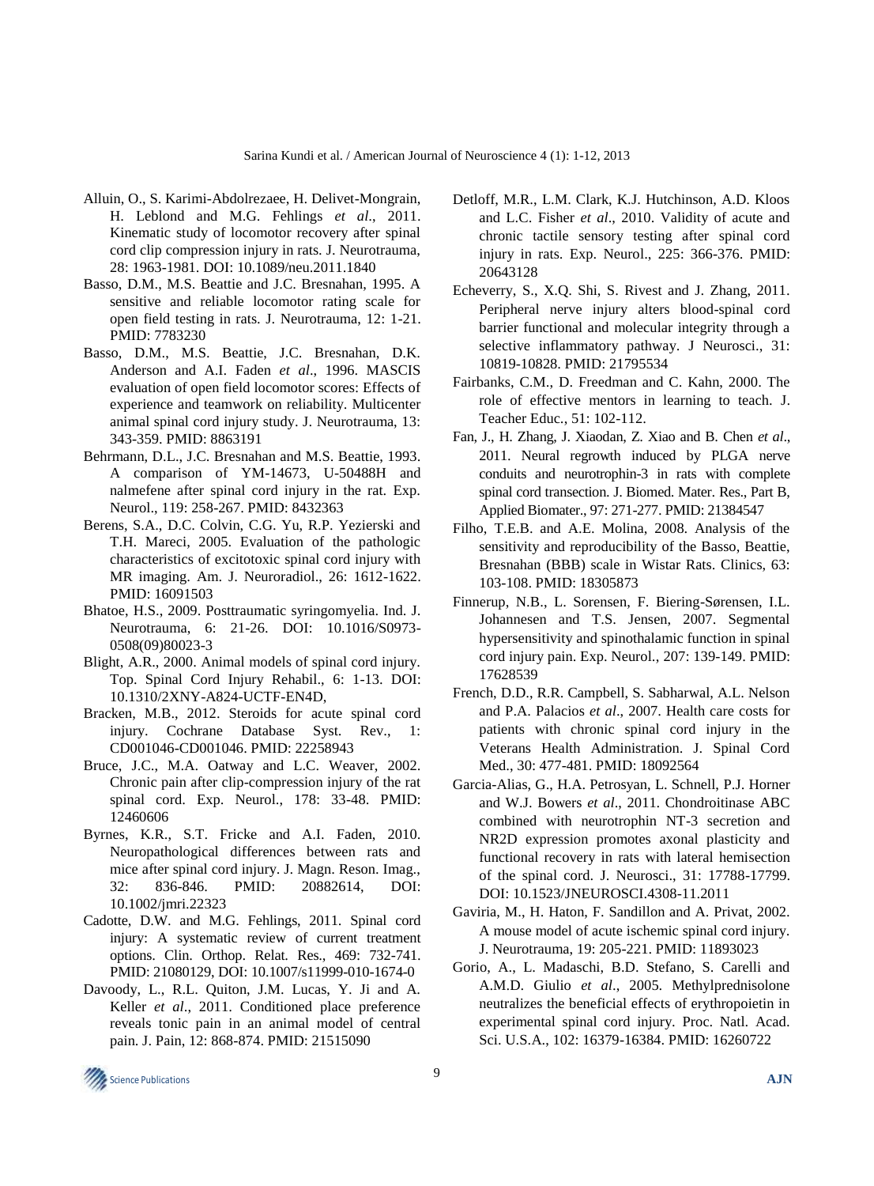Alluin, O., S. Karimi-Abdolrezaee, H. Delivet-Mongrain, H. Leblond and M.G. Fehlings *et al*., 2011. Kinematic study of locomotor recovery after spinal cord clip compression injury in rats. J. Neurotrauma, 28: 1963-1981. DOI: 10.1089/neu.2011.1840

Basso, D.M., M.S. Beattie and J.C. Bresnahan, 1995. A sensitive and reliable locomotor rating scale for open field testing in rats. J. Neurotrauma, 12: 1-21. PMID: 7783230

Basso, D.M., M.S. Beattie, J.C. Bresnahan, D.K. Anderson and A.I. Faden *et al*., 1996. MASCIS evaluation of open field locomotor scores: Effects of experience and teamwork on reliability. Multicenter animal spinal cord injury study. J. Neurotrauma, 13: 343-359. PMID: 8863191

Behrmann, D.L., J.C. Bresnahan and M.S. Beattie, 1993. A comparison of YM-14673, U-50488H and nalmefene after spinal cord injury in the rat. Exp. Neurol., 119: 258-267. PMID: 8432363

Berens, S.A., D.C. Colvin, C.G. Yu, R.P. Yezierski and T.H. Mareci, 2005. Evaluation of the pathologic characteristics of excitotoxic spinal cord injury with MR imaging. Am. J. Neuroradiol., 26: 1612-1622. PMID: 16091503

Bhatoe, H.S., 2009. Posttraumatic syringomyelia. Ind. J. Neurotrauma, 6: 21-26. DOI: 10.1016/S0973-0508(09)80023-3

Blight, A.R., 2000. Animal models of spinal cord injury. Top. Spinal Cord Injury Rehabil., 6: 1-13. DOI: 10.1310/2XNY-A824-UCTF-EN4D,

Bracken, M.B., 2012. Steroids for acute spinal cord injury. Cochrane Database Syst. Rev., 1: CD001046-CD001046. PMID: 22258943

Bruce, J.C., M.A. Oatway and L.C. Weaver, 2002. Chronic pain after clip-compression injury of the rat spinal cord. Exp. Neurol., 178: 33-48. PMID: 12460606

Byrnes, K.R., S.T. Fricke and A.I. Faden, 2010. Neuropathological differences between rats and mice after spinal cord injury. J. Magn. Reson. Imag., 32: 836-846. PMID: 20882614, DOI: 10.1002/jmri.22323

Cadotte, D.W. and M.G. Fehlings, 2011. Spinal cord injury: A systematic review of current treatment options. Clin. Orthop. Relat. Res., 469: 732-741. PMID: 21080129, DOI: 10.1007/s11999-010-1674-0

Davoody, L., R.L. Quiton, J.M. Lucas, Y. Ji and A. Keller *et al*., 2011. Conditioned place preference reveals tonic pain in an animal model of central pain. J. Pain, 12: 868-874. PMID: 21515090

Detloff, M.R., L.M. Clark, K.J. Hutchinson, A.D. Kloos and L.C. Fisher *et al*., 2010. Validity of acute and chronic tactile sensory testing after spinal cord injury in rats. Exp. Neurol., 225: 366-376. PMID: 20643128

Echeverry, S., X.Q. Shi, S. Rivest and J. Zhang, 2011. Peripheral nerve injury alters blood-spinal cord barrier functional and molecular integrity through a selective inflammatory pathway. J Neurosci., 31: 10819-10828. PMID: 21795534

Fairbanks, C.M., D. Freedman and C. Kahn, 2000. The role of effective mentors in learning to teach. J. Teacher Educ., 51: 102-112.

Fan, J., H. Zhang, J. Xiaodan, Z. Xiao and B. Chen *et al*., 2011. Neural regrowth induced by PLGA nerve conduits and neurotrophin-3 in rats with complete spinal cord transection. J. Biomed. Mater. Res., Part B, Applied Biomater., 97: 271-277. PMID: 21384547

Filho, T.E.B. and A.E. Molina, 2008. Analysis of the sensitivity and reproducibility of the Basso, Beattie, Bresnahan (BBB) scale in Wistar Rats. Clinics, 63: 103-108. PMID: 18305873

Finnerup, N.B., L. Sorensen, F. Biering-Sørensen, I.L. Johannesen and T.S. Jensen, 2007. Segmental hypersensitivity and spinothalamic function in spinal cord injury pain. Exp. Neurol., 207: 139-149. PMID: 17628539

French, D.D., R.R. Campbell, S. Sabharwal, A.L. Nelson and P.A. Palacios *et al*., 2007. Health care costs for patients with chronic spinal cord injury in the Veterans Health Administration. J. Spinal Cord Med., 30: 477-481. PMID: 18092564

Garcia-Alias, G., H.A. Petrosyan, L. Schnell, P.J. Horner and W.J. Bowers *et al*., 2011. Chondroitinase ABC combined with neurotrophin NT-3 secretion and NR2D expression promotes axonal plasticity and functional recovery in rats with lateral hemisection of the spinal cord. J. Neurosci., 31: 17788-17799. DOI: 10.1523/JNEUROSCI.4308-11.2011

Gaviria, M., H. Haton, F. Sandillon and A. Privat, 2002. A mouse model of acute ischemic spinal cord injury. J. Neurotrauma, 19: 205-221. PMID: 11893023

Gorio, A., L. Madaschi, B.D. Stefano, S. Carelli and A.M.D. Giulio *et al*., 2005. Methylprednisolone neutralizes the beneficial effects of erythropoietin in experimental spinal cord injury. Proc. Natl. Acad. Sci. U.S.A., 102: 16379-16384. PMID: 16260722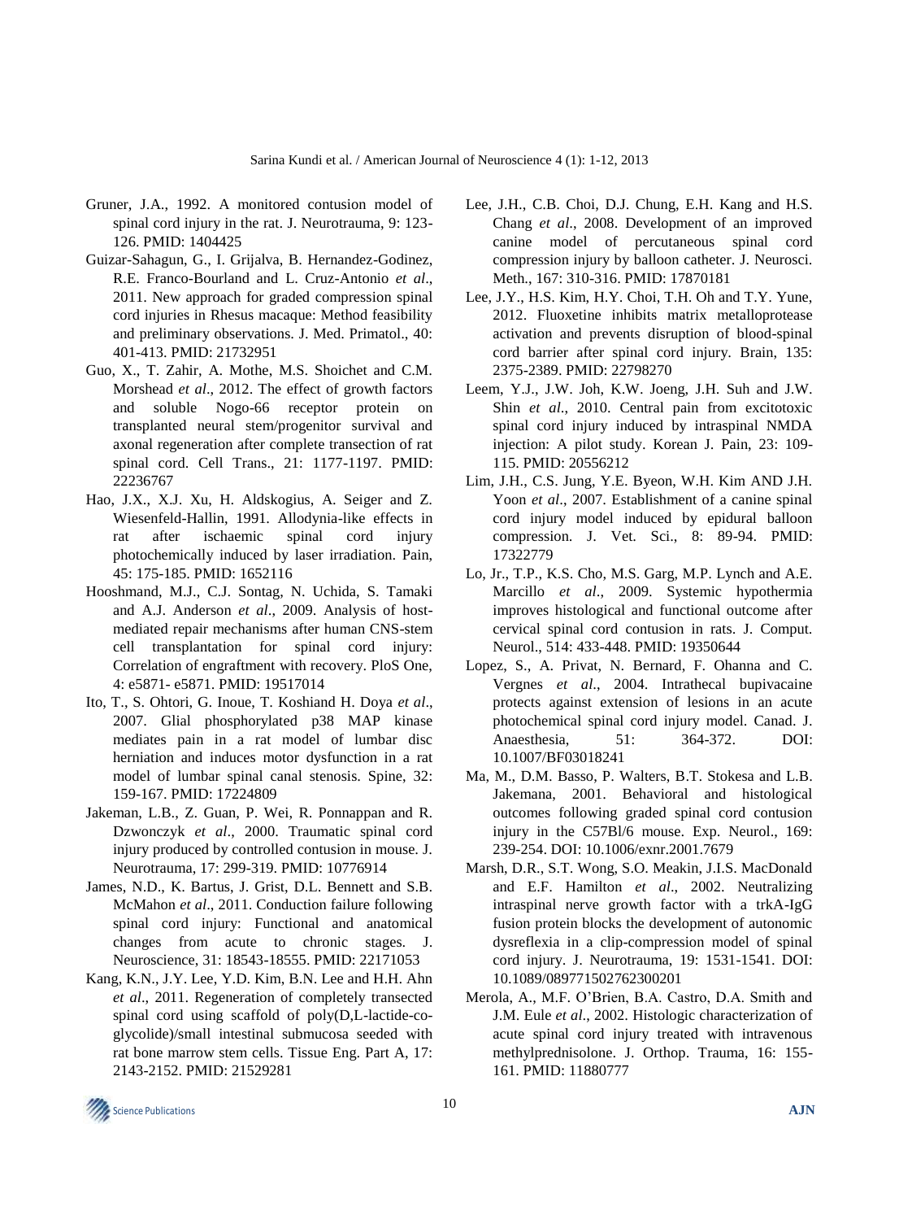Gruner, J.A., 1992. A monitored contusion model of spinal cord injury in the rat. J. Neurotrauma, 9: 123-126. PMID: 1404425

Guizar-Sahagun, G., I. Grijalva, B. Hernandez-Godinez, R.E. Franco-Bourland and L. Cruz-Antonio *et al*., 2011. New approach for graded compression spinal cord injuries in Rhesus macaque: Method feasibility and preliminary observations. J. Med. Primatol., 40: 401-413. PMID: 21732951

Guo, X., T. Zahir, A. Mothe, M.S. Shoichet and C.M. Morshead *et al*., 2012. The effect of growth factors and soluble Nogo-66 receptor protein on transplanted neural stem/progenitor survival and axonal regeneration after complete transection of rat spinal cord. Cell Trans., 21: 1177-1197. PMID: 22236767

Hao, J.X., X.J. Xu, H. Aldskogius, A. Seiger and Z. Wiesenfeld-Hallin, 1991. Allodynia-like effects in rat after ischaemic spinal cord injury photochemically induced by laser irradiation. Pain, 45: 175-185. PMID: 1652116

Hooshmand, M.J., C.J. Sontag, N. Uchida, S. Tamaki and A.J. Anderson *et al*., 2009. Analysis of host-mediated repair mechanisms after human CNS-stem cell transplantation for spinal cord injury: Correlation of engraftment with recovery. PloS One, 4: e5871- e5871. PMID: 19517014

Ito, T., S. Ohtori, G. Inoue, T. Koshiand H. Doya *et al*., 2007. Glial phosphorylated p38 MAP kinase mediates pain in a rat model of lumbar disc herniation and induces motor dysfunction in a rat model of lumbar spinal canal stenosis. Spine, 32: 159-167. PMID: 17224809

Jakeman, L.B., Z. Guan, P. Wei, R. Ponnappan and R. Dzwonczyk *et al*., 2000. Traumatic spinal cord injury produced by controlled contusion in mouse. J. Neurotrauma, 17: 299-319. PMID: 10776914

James, N.D., K. Bartus, J. Grist, D.L. Bennett and S.B. McMahon *et al*., 2011. Conduction failure following spinal cord injury: Functional and anatomical changes from acute to chronic stages. J. Neuroscience, 31: 18543-18555. PMID: 22171053

Kang, K.N., J.Y. Lee, Y.D. Kim, B.N. Lee and H.H. Ahn *et al*., 2011. Regeneration of completely transected spinal cord using scaffold of poly(D,L-lactide-co-glycolide)/small intestinal submucosa seeded with rat bone marrow stem cells. Tissue Eng. Part A, 17: 2143-2152. PMID: 21529281

Lee, J.H., C.B. Choi, D.J. Chung, E.H. Kang and H.S. Chang *et al*., 2008. Development of an improved canine model of percutaneous spinal cord compression injury by balloon catheter. J. Neurosci. Meth., 167: 310-316. PMID: 17870181

Lee, J.Y., H.S. Kim, H.Y. Choi, T.H. Oh and T.Y. Yune, 2012. Fluoxetine inhibits matrix metalloprotease activation and prevents disruption of blood-spinal cord barrier after spinal cord injury. Brain, 135: 2375-2389. PMID: 22798270

Leem, Y.J., J.W. Joh, K.W. Joeng, J.H. Suh and J.W. Shin *et al*., 2010. Central pain from excitotoxic spinal cord injury induced by intraspinal NMDA injection: A pilot study. Korean J. Pain, 23: 109-115. PMID: 20556212

Lim, J.H., C.S. Jung, Y.E. Byeon, W.H. Kim AND J.H. Yoon *et al*., 2007. Establishment of a canine spinal cord injury model induced by epidural balloon compression. J. Vet. Sci., 8: 89-94. PMID: 17322779

Lo, Jr., T.P., K.S. Cho, M.S. Garg, M.P. Lynch and A.E. Marcillo *et al*., 2009. Systemic hypothermia improves histological and functional outcome after cervical spinal cord contusion in rats. J. Comput. Neurol., 514: 433-448. PMID: 19350644

Lopez, S., A. Privat, N. Bernard, F. Ohanna and C. Vergnes *et al*., 2004. Intrathecal bupivacaine protects against extension of lesions in an acute photochemical spinal cord injury model. Canad. J. Anaesthesia, 51: 364-372. DOI: 10.1007/BF03018241

Ma, M., D.M. Basso, P. Walters, B.T. Stokesa and L.B. Jakemana, 2001. Behavioral and histological outcomes following graded spinal cord contusion injury in the C57Bl/6 mouse. Exp. Neurol., 169: 239-254. DOI: 10.1006/exnr.2001.7679

Marsh, D.R., S.T. Wong, S.O. Meakin, J.I.S. MacDonald and E.F. Hamilton *et al*., 2002. Neutralizing intraspinal nerve growth factor with a trkA-IgG fusion protein blocks the development of autonomic dysreflexia in a clip-compression model of spinal cord injury. J. Neurotrauma, 19: 1531-1541. DOI: 10.1089/089771502762300201

Merola, A., M.F. O'Brien, B.A. Castro, D.A. Smith and J.M. Eule *et al*., 2002. Histologic characterization of acute spinal cord injury treated with intravenous methylprednisolone. J. Orthop. Trauma, 16: 155-161. PMID: 11880777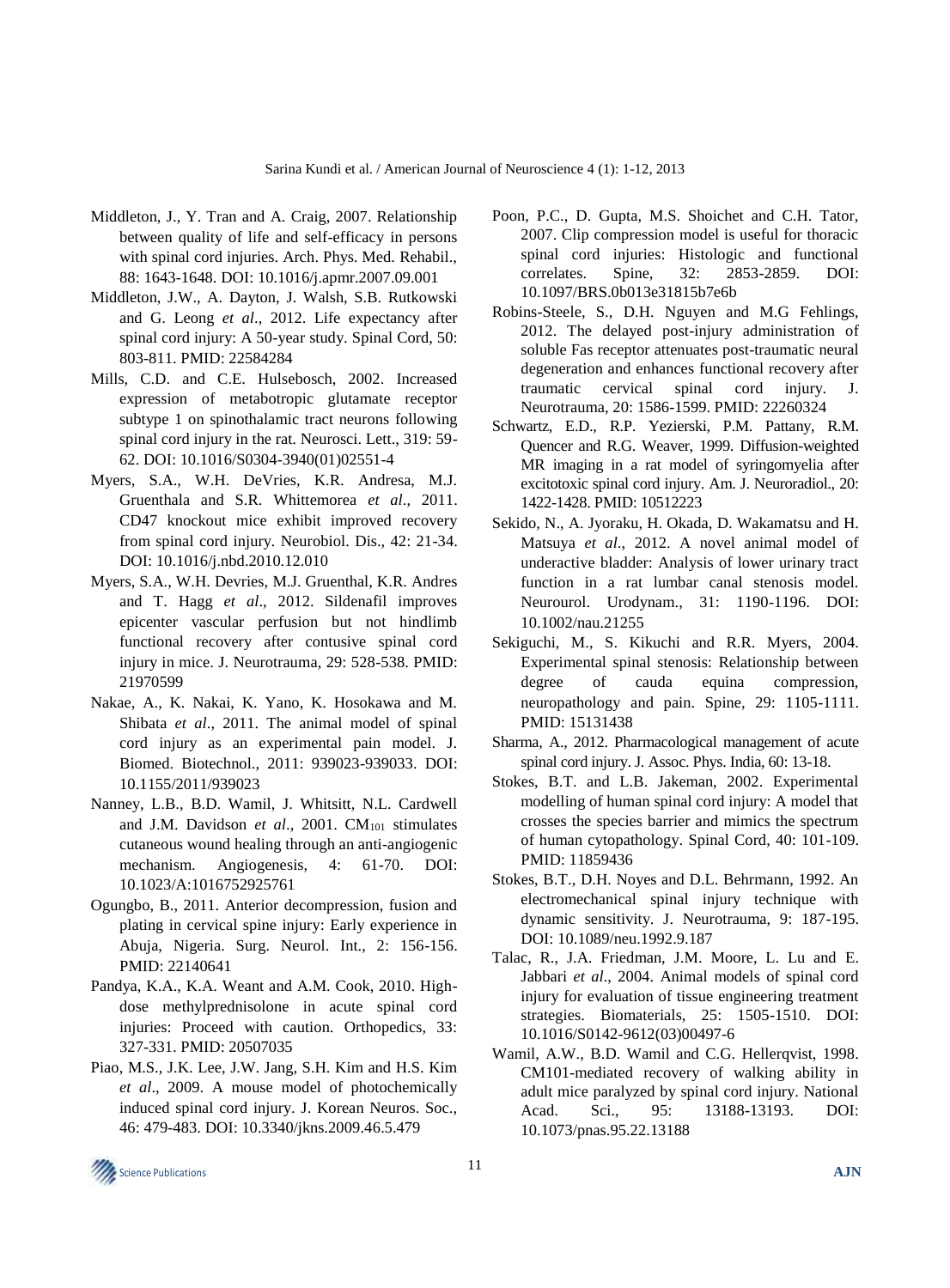Middleton, J., Y. Tran and A. Craig, 2007. Relationship between quality of life and self-efficacy in persons with spinal cord injuries. Arch. Phys. Med. Rehabil., 88: 1643-1648. DOI: 10.1016/j.apmr.2007.09.001

Middleton, J.W., A. Dayton, J. Walsh, S.B. Rutkowski and G. Leong *et al*., 2012. Life expectancy after spinal cord injury: A 50-year study. Spinal Cord, 50: 803-811. PMID: 22584284

Mills, C.D. and C.E. Hulsebosch, 2002. Increased expression of metabotropic glutamate receptor subtype 1 on spinothalamic tract neurons following spinal cord injury in the rat. Neurosci. Lett., 319: 59-62. DOI: 10.1016/S0304-3940(01)02551-4

Myers, S.A., W.H. DeVries, K.R. Andresa, M.J. Gruenthala and S.R. Whittemorea *et al*., 2011. CD47 knockout mice exhibit improved recovery from spinal cord injury. Neurobiol. Dis., 42: 21-34. DOI: 10.1016/j.nbd.2010.12.010

Myers, S.A., W.H. Devries, M.J. Gruenthal, K.R. Andres and T. Hagg *et al*., 2012. Sildenafil improves epicenter vascular perfusion but not hindlimb functional recovery after contusive spinal cord injury in mice. J. Neurotrauma, 29: 528-538. PMID: 21970599

Nakae, A., K. Nakai, K. Yano, K. Hosokawa and M. Shibata *et al*., 2011. The animal model of spinal cord injury as an experimental pain model. J. Biomed. Biotechnol., 2011: 939023-939033. DOI: 10.1155/2011/939023

Nanney, L.B., B.D. Wamil, J. Whitsitt, N.L. Cardwell and J.M. Davidson *et al*., 2001. $CM_{101}$ stimulates cutaneous wound healing through an anti-angiogenic mechanism. Angiogenesis, 4: 61-70. DOI: 10.1023/A:1016752925761

Ogungbo, B., 2011. Anterior decompression, fusion and plating in cervical spine injury: Early experience in Abuja, Nigeria. Surg. Neurol. Int., 2: 156-156. PMID: 22140641

Pandya, K.A., K.A. Weant and A.M. Cook, 2010. High-dose methylprednisolone in acute spinal cord injuries: Proceed with caution. Orthopedics, 33: 327-331. PMID: 20507035

Piao, M.S., J.K. Lee, J.W. Jang, S.H. Kim and H.S. Kim *et al*., 2009. A mouse model of photochemically induced spinal cord injury. J. Korean Neuros. Soc., 46: 479-483. DOI: 10.3340/jkns.2009.46.5.479

Poon, P.C., D. Gupta, M.S. Shoichet and C.H. Tator, 2007. Clip compression model is useful for thoracic spinal cord injuries: Histologic and functional correlates. Spine, 32: 2853-2859. DOI: 10.1097/BRS.0b013e31815b7e6b

Robins-Steele, S., D.H. Nguyen and M.G Fehlings, 2012. The delayed post-injury administration of soluble Fas receptor attenuates post-traumatic neural degeneration and enhances functional recovery after traumatic cervical spinal cord injury. J. Neurotrauma, 20: 1586-1599. PMID: 22260324

Schwartz, E.D., R.P. Yezierski, P.M. Pattany, R.M. Quencer and R.G. Weaver, 1999. Diffusion-weighted MR imaging in a rat model of syringomyelia after excitotoxic spinal cord injury. Am. J. Neuroradiol., 20: 1422-1428. PMID: 10512223

Sekido, N., A. Jyoraku, H. Okada, D. Wakamatsu and H. Matsuya *et al*., 2012. A novel animal model of underactive bladder: Analysis of lower urinary tract function in a rat lumbar canal stenosis model. Neurourol. Urodynam., 31: 1190-1196. DOI: 10.1002/nau.21255

Sekiguchi, M., S. Kikuchi and R.R. Myers, 2004. Experimental spinal stenosis: Relationship between degree of cauda equina compression, neuropathology and pain. Spine, 29: 1105-1111. PMID: 15131438

Sharma, A., 2012. Pharmacological management of acute spinal cord injury. J. Assoc. Phys. India, 60: 13-18.

Stokes, B.T. and L.B. Jakeman, 2002. Experimental modelling of human spinal cord injury: A model that crosses the species barrier and mimics the spectrum of human cytopathology. Spinal Cord, 40: 101-109. PMID: 11859436

Stokes, B.T., D.H. Noyes and D.L. Behrmann, 1992. An electromechanical spinal injury technique with dynamic sensitivity. J. Neurotrauma, 9: 187-195. DOI: 10.1089/neu.1992.9.187

Talac, R., J.A. Friedman, J.M. Moore, L. Lu and E. Jabbari *et al*., 2004. Animal models of spinal cord injury for evaluation of tissue engineering treatment strategies. Biomaterials, 25: 1505-1510. DOI: 10.1016/S0142-9612(03)00497-6

Wamil, A.W., B.D. Wamil and C.G. Hellerqvist, 1998. CM101-mediated recovery of walking ability in adult mice paralyzed by spinal cord injury. National Acad. Sci., 95: 13188-13193. DOI: 10.1073/pnas.95.22.13188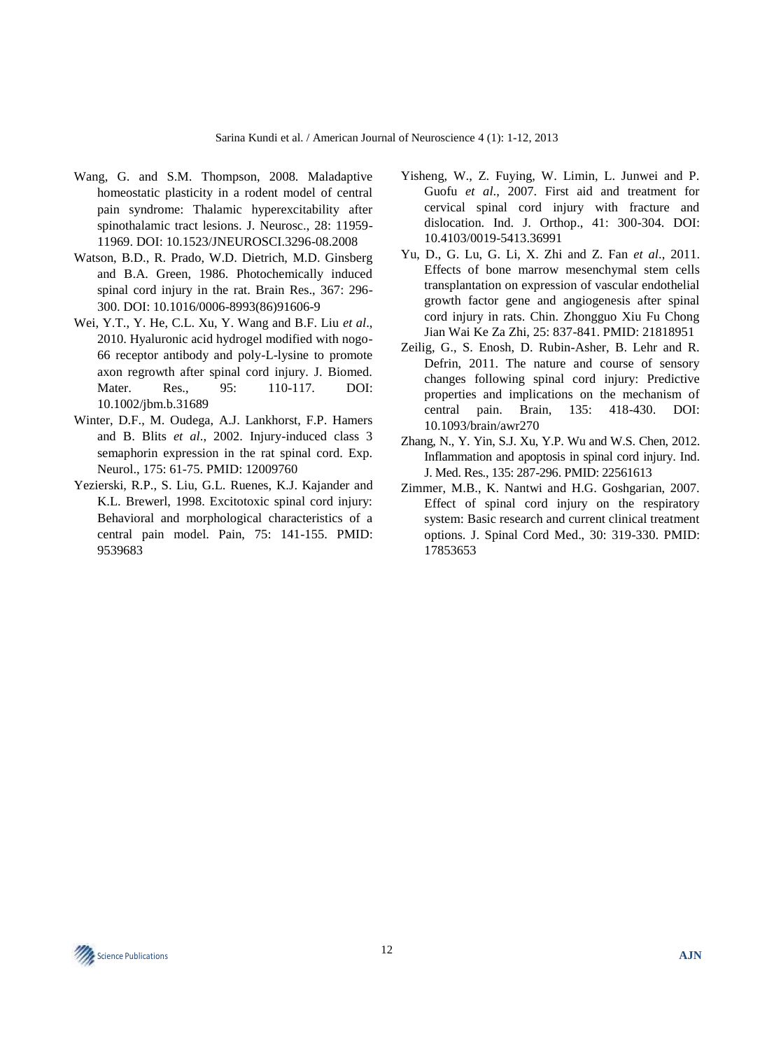Wang, G. and S.M. Thompson, 2008. Maladaptive homeostatic plasticity in a rodent model of central pain syndrome: Thalamic hyperexcitability after spinothalamic tract lesions. J. Neurosc., 28: 11959-11969. DOI: 10.1523/JNEUROSCI.3296-08.2008

Watson, B.D., R. Prado, W.D. Dietrich, M.D. Ginsberg and B.A. Green, 1986. Photochemically induced spinal cord injury in the rat. Brain Res., 367: 296-300. DOI: 10.1016/0006-8993(86)91606-9

Wei, Y.T., Y. He, C.L. Xu, Y. Wang and B.F. Liu *et al*., 2010. Hyaluronic acid hydrogel modified with nogo-66 receptor antibody and poly-L-lysine to promote axon regrowth after spinal cord injury. J. Biomed. Mater. Res., 95: 110-117. DOI: 10.1002/jbm.b.31689

Winter, D.F., M. Oudega, A.J. Lankhorst, F.P. Hamers and B. Blits *et al*., 2002. Injury-induced class 3 semaphorin expression in the rat spinal cord. Exp. Neurol., 175: 61-75. PMID: 12009760

Yezierski, R.P., S. Liu, G.L. Ruenes, K.J. Kajander and K.L. Brewerl, 1998. Excitotoxic spinal cord injury: Behavioral and morphological characteristics of a central pain model. Pain, 75: 141-155. PMID: 9539683

Yisheng, W., Z. Fuying, W. Limin, L. Junwei and P. Guofu *et al*., 2007. First aid and treatment for cervical spinal cord injury with fracture and dislocation. Ind. J. Orthop., 41: 300-304. DOI: 10.4103/0019-5413.36991

Yu, D., G. Lu, G. Li, X. Zhi and Z. Fan *et al*., 2011. Effects of bone marrow mesenchymal stem cells transplantation on expression of vascular endothelial growth factor gene and angiogenesis after spinal cord injury in rats. Chin. Zhongguo Xiu Fu Chong Jian Wai Ke Za Zhi, 25: 837-841. PMID: 21818951

Zeilig, G., S. Enosh, D. Rubin-Asher, B. Lehr and R. Defrin, 2011. The nature and course of sensory changes following spinal cord injury: Predictive properties and implications on the mechanism of central pain. Brain, 135: 418-430. DOI: 10.1093/brain/awr270

Zhang, N., Y. Yin, S.J. Xu, Y.P. Wu and W.S. Chen, 2012. Inflammation and apoptosis in spinal cord injury. Ind. J. Med. Res., 135: 287-296. PMID: 22561613

Zimmer, M.B., K. Nantwi and H.G. Goshgarian, 2007. Effect of spinal cord injury on the respiratory system: Basic research and current clinical treatment options. J. Spinal Cord Med., 30: 319-330. PMID: 17853653